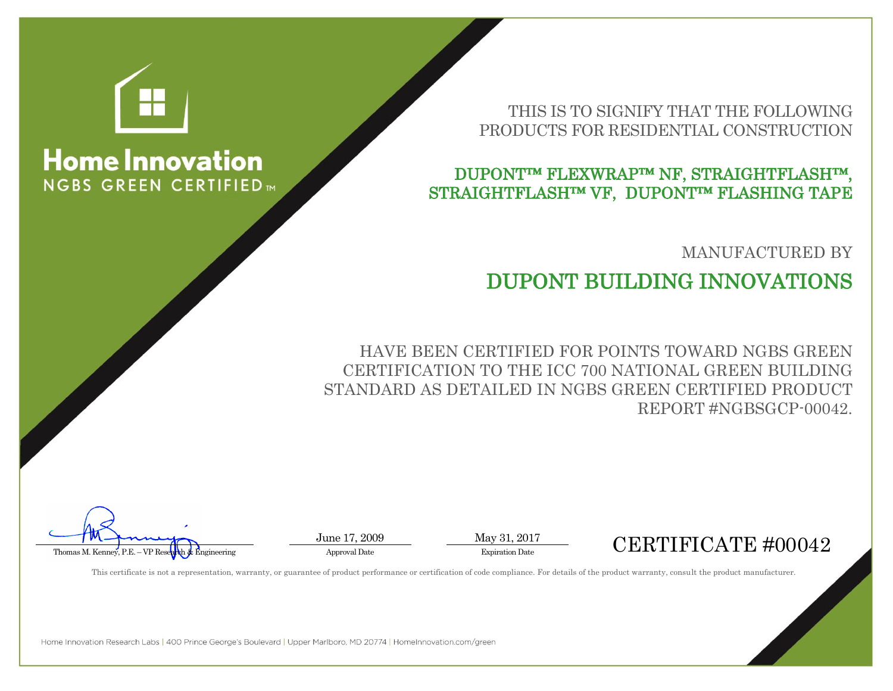**Home Innovation**
NGBS GREEN CERTIFIED™

THIS IS TO SIGNIFY THAT THE FOLLOWING PRODUCTS FOR RESIDENTIAL CONSTRUCTION

## DUPONT™ FLEXWRAP™ NF, STRAIGHTFLASH™, STRAIGHTFLASH™ VF, DUPONT™ FLASHING TAPE

MANUFACTURED BY

## DUPONT BUILDING INNOVATIONS

HAVE BEEN CERTIFIED FOR POINTS TOWARD NGBS GREEN CERTIFICATION TO THE ICC 700 NATIONAL GREEN BUILDING STANDARD AS DETAILED IN NGBS GREEN CERTIFIED PRODUCT REPORT #NGBSGCP-00042.

Thomas M. Kenney, P.E. – VP Research & Engineering

June 17, 2009
Approval Date

May 31, 2017
Expiration Date

CERTIFICATE #00042

This certificate is not a representation, warranty, or guarantee of product performance or certification of code compliance. For details of the product warranty, consult the product manufacturer.

Home Innovation Research Labs | 400 Prince George's Boulevard | Upper Marlboro, MD 20774 | HomeInnovation.com/green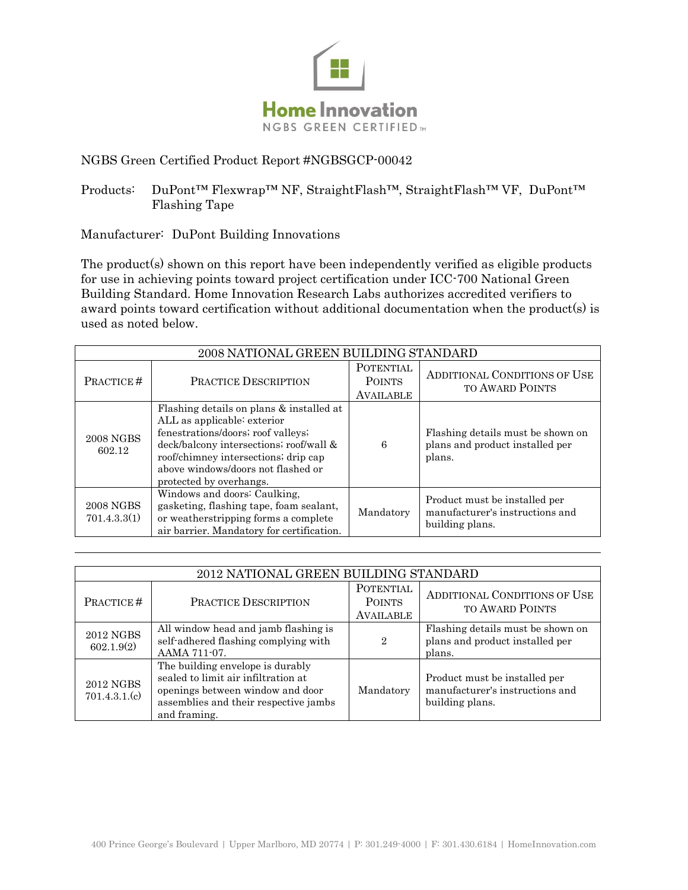Home Innovation
NGBS GREEN CERTIFIED™

NGBS Green Certified Product Report #NGBSGCP-00042

Products: DuPont™ Flexwrap™ NF, StraightFlash™, StraightFlash™ VF, DuPont™ Flashing Tape

Manufacturer: DuPont Building Innovations

The product(s) shown on this report have been independently verified as eligible products for use in achieving points toward project certification under ICC-700 National Green Building Standard. Home Innovation Research Labs authorizes accredited verifiers to award points toward certification without additional documentation when the product(s) is used as noted below.

| 2008 NATIONAL GREEN BUILDING STANDARD | | | |
|---|---|---|---|
| PRACTICE # | PRACTICE DESCRIPTION | POTENTIAL POINTS AVAILABLE | ADDITIONAL CONDITIONS OF USE TO AWARD POINTS |
| 2008 NGBS 602.12 | Flashing details on plans & installed at ALL as applicable: exterior fenestrations/doors; roof valleys; deck/balcony intersections; roof/wall & roof/chimney intersections; drip cap above windows/doors not flashed or protected by overhangs. | 6 | Flashing details must be shown on plans and product installed per plans. |
| 2008 NGBS 701.4.3.3(1) | Windows and doors: Caulking, gasketing, flashing tape, foam sealant, or weatherstripping forms a complete air barrier. Mandatory for certification. | Mandatory | Product must be installed per manufacturer's instructions and building plans. |

| 2012 NATIONAL GREEN BUILDING STANDARD | | | |
|---|---|---|---|
| PRACTICE # | PRACTICE DESCRIPTION | POTENTIAL POINTS AVAILABLE | ADDITIONAL CONDITIONS OF USE TO AWARD POINTS |
| 2012 NGBS 602.1.9(2) | All window head and jamb flashing is self-adhered flashing complying with AAMA 711-07. | 2 | Flashing details must be shown on plans and product installed per plans. |
| 2012 NGBS 701.4.3.1.(c) | The building envelope is durably sealed to limit air infiltration at openings between window and door assemblies and their respective jambs and framing. | Mandatory | Product must be installed per manufacturer's instructions and building plans. |